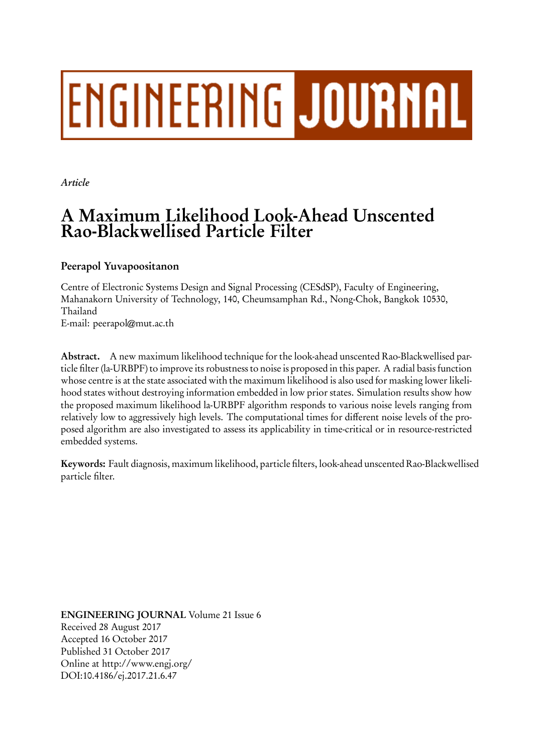# ENGINEERING JOURNAL

*Article*

# A Maximum Likelihood Look-Ahead Unscented Rao-Blackwellised Particle Filter

**Peerapol Yuvapoositanon**

Centre of Electronic Systems Design and Signal Processing (CESdSP), Faculty of Engineering, Mahanakorn University of Technology, 140, Cheumsamphan Rd., Nong-Chok, Bangkok 10530, Thailand
E-mail: peerapol@mut.ac.th

**Abstract.** A new maximum likelihood technique for the look-ahead unscented Rao-Blackwellised particle filter (la-URBPF) to improve its robustness to noise is proposed in this paper. A radial basis function whose centre is at the state associated with the maximum likelihood is also used for masking lower likelihood states without destroying information embedded in low prior states. Simulation results show how the proposed maximum likelihood la-URBPF algorithm responds to various noise levels ranging from relatively low to aggressively high levels. The computational times for different noise levels of the proposed algorithm are also investigated to assess its applicability in time-critical or in resource-restricted embedded systems.

**Keywords:** Fault diagnosis, maximum likelihood, particle filters, look-ahead unscented Rao-Blackwellised particle filter.

**ENGINEERING JOURNAL** Volume 21 Issue 6
Received 28 August 2017
Accepted 16 October 2017
Published 31 October 2017
Online at http://www.engj.org/
DOI:10.4186/ej.2017.21.6.47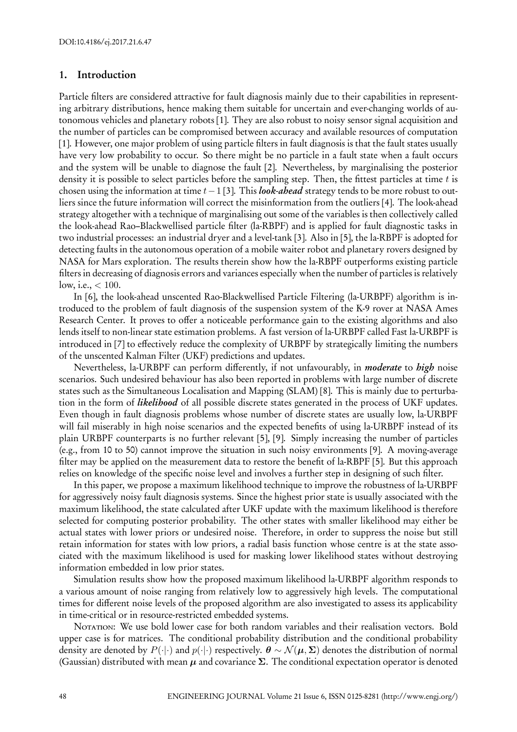## 1. Introduction

Particle filters are considered attractive for fault diagnosis mainly due to their capabilities in representing arbitrary distributions, hence making them suitable for uncertain and ever-changing worlds of autonomous vehicles and planetary robots [1]. They are also robust to noisy sensor signal acquisition and the number of particles can be compromised between accuracy and available resources of computation [1]. However, one major problem of using particle filters in fault diagnosis is that the fault states usually have very low probability to occur. So there might be no particle in a fault state when a fault occurs and the system will be unable to diagnose the fault [2]. Nevertheless, by marginalising the posterior density it is possible to select particles before the sampling step. Then, the fittest particles at time $t$ is chosen using the information at time $t-1$ [3]. This ***look-ahead*** strategy tends to be more robust to outliers since the future information will correct the misinformation from the outliers [4]. The look-ahead strategy altogether with a technique of marginalising out some of the variables is then collectively called the look-ahead Rao–Blackwellised particle filter (la-RBPF) and is applied for fault diagnostic tasks in two industrial processes: an industrial dryer and a level-tank [3]. Also in [5], the la-RBPF is adopted for detecting faults in the autonomous operation of a mobile waiter robot and planetary rovers designed by NASA for Mars exploration. The results therein show how the la-RBPF outperforms existing particle filters in decreasing of diagnosis errors and variances especially when the number of particles is relatively low, i.e., $< 100$.

In [6], the look-ahead unscented Rao-Blackwellised Particle Filtering (la-URBPF) algorithm is introduced to the problem of fault diagnosis of the suspension system of the K-9 rover at NASA Ames Research Center. It proves to offer a noticeable performance gain to the existing algorithms and also lends itself to non-linear state estimation problems. A fast version of la-URBPF called Fast la-URBPF is introduced in [7] to effectively reduce the complexity of URBPF by strategically limiting the numbers of the unscented Kalman Filter (UKF) predictions and updates.

Nevertheless, la-URBPF can perform differently, if not unfavourably, in ***moderate*** to ***high*** noise scenarios. Such undesired behaviour has also been reported in problems with large number of discrete states such as the Simultaneous Localisation and Mapping (SLAM) [8]. This is mainly due to perturbation in the form of ***likelihood*** of all possible discrete states generated in the process of UKF updates. Even though in fault diagnosis problems whose number of discrete states are usually low, la-URBPF will fail miserably in high noise scenarios and the expected benefits of using la-URBPF instead of its plain URBPF counterparts is no further relevant [5], [9]. Simply increasing the number of particles (e.g., from 10 to 50) cannot improve the situation in such noisy environments [9]. A moving-average filter may be applied on the measurement data to restore the benefit of la-RBPF [5]. But this approach relies on knowledge of the specific noise level and involves a further step in designing of such filter.

In this paper, we propose a maximum likelihood technique to improve the robustness of la-URBPF for aggressively noisy fault diagnosis systems. Since the highest prior state is usually associated with the maximum likelihood, the state calculated after UKF update with the maximum likelihood is therefore selected for computing posterior probability. The other states with smaller likelihood may either be actual states with lower priors or undesired noise. Therefore, in order to suppress the noise but still retain information for states with low priors, a radial basis function whose centre is at the state associated with the maximum likelihood is used for masking lower likelihood states without destroying information embedded in low prior states.

Simulation results show how the proposed maximum likelihood la-URBPF algorithm responds to a various amount of noise ranging from relatively low to aggressively high levels. The computational times for different noise levels of the proposed algorithm are also investigated to assess its applicability in time-critical or in resource-restricted embedded systems.

NOTATION: We use bold lower case for both random variables and their realisation vectors. Bold upper case is for matrices. The conditional probability distribution and the conditional probability density are denoted by $P(\cdot|\cdot)$ and $p(\cdot|\cdot)$ respectively. $\boldsymbol{\theta} \sim \mathcal{N}(\boldsymbol{\mu}, \boldsymbol{\Sigma})$ denotes the distribution of normal (Gaussian) distributed with mean $\boldsymbol{\mu}$ and covariance $\boldsymbol{\Sigma}$. The conditional expectation operator is denoted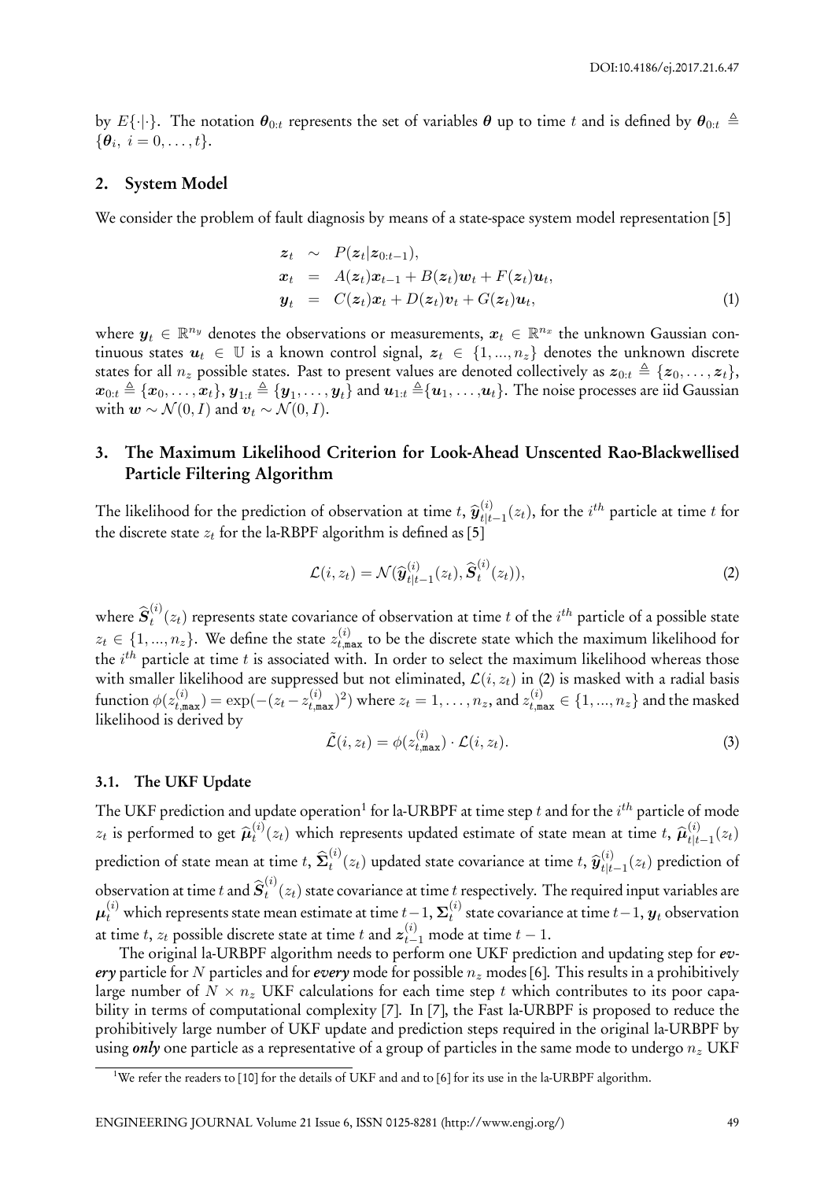by $E\{\cdot|\cdot\}$. The notation $\boldsymbol{\theta}_{0:t}$ represents the set of variables $\boldsymbol{\theta}$ up to time $t$ and is defined by $\boldsymbol{\theta}_{0:t} \triangleq \{\boldsymbol{\theta}_i,\ i = 0, \ldots, t\}$.

## 2. System Model

We consider the problem of fault diagnosis by means of a state-space system model representation [5]

$$
\begin{aligned}
\boldsymbol{z}_t &\sim P(\boldsymbol{z}_t|\boldsymbol{z}_{0:t-1}), \\
\boldsymbol{x}_t &= A(\boldsymbol{z}_t)\boldsymbol{x}_{t-1} + B(\boldsymbol{z}_t)\boldsymbol{w}_t + F(\boldsymbol{z}_t)\boldsymbol{u}_t, \\
\boldsymbol{y}_t &= C(\boldsymbol{z}_t)\boldsymbol{x}_t + D(\boldsymbol{z}_t)\boldsymbol{v}_t + G(\boldsymbol{z}_t)\boldsymbol{u}_t,
\end{aligned}
\tag{1}
$$

where $\boldsymbol{y}_t \in \mathbb{R}^{n_y}$ denotes the observations or measurements, $\boldsymbol{x}_t \in \mathbb{R}^{n_x}$ the unknown Gaussian continuous states $\boldsymbol{u}_t \in \mathbb{U}$ is a known control signal, $\boldsymbol{z}_t \in \{1, ..., n_z\}$ denotes the unknown discrete states for all $n_z$ possible states. Past to present values are denoted collectively as $\boldsymbol{z}_{0:t} \triangleq \{\boldsymbol{z}_0, \ldots, \boldsymbol{z}_t\}$, $\boldsymbol{x}_{0:t} \triangleq \{\boldsymbol{x}_0, \ldots, \boldsymbol{x}_t\}$, $\boldsymbol{y}_{1:t} \triangleq \{\boldsymbol{y}_1, \ldots, \boldsymbol{y}_t\}$ and $\boldsymbol{u}_{1:t} \triangleq \{\boldsymbol{u}_1, \ldots, \boldsymbol{u}_t\}$. The noise processes are iid Gaussian with $\boldsymbol{w} \sim \mathcal{N}(0, I)$ and $\boldsymbol{v}_t \sim \mathcal{N}(0, I)$.

## 3. The Maximum Likelihood Criterion for Look-Ahead Unscented Rao-Blackwellised Particle Filtering Algorithm

The likelihood for the prediction of observation at time $t$, $\widehat{\boldsymbol{y}}_{t|t-1}^{(i)}(z_t)$, for the $i^{th}$ particle at time $t$ for the discrete state $z_t$ for the la-RBPF algorithm is defined as [5]

$$
\mathcal{L}(i, z_t) = \mathcal{N}(\widehat{\boldsymbol{y}}_{t|t-1}^{(i)}(z_t), \widehat{\boldsymbol{S}}_t^{(i)}(z_t)),
\tag{2}
$$

where $\widehat{\boldsymbol{S}}_t^{(i)}(z_t)$ represents state covariance of observation at time $t$ of the $i^{th}$ particle of a possible state $z_t \in \{1, ..., n_z\}$. We define the state $z_{t,\mathtt{max}}^{(i)}$ to be the discrete state which the maximum likelihood for the $i^{th}$ particle at time $t$ is associated with. In order to select the maximum likelihood whereas those with smaller likelihood are suppressed but not eliminated, $\mathcal{L}(i, z_t)$ in (2) is masked with a radial basis function $\phi(z_{t,\mathtt{max}}^{(i)}) = \exp(-(z_t - z_{t,\mathtt{max}}^{(i)})^2)$ where $z_t = 1, \ldots, n_z$, and $z_{t,\mathtt{max}}^{(i)} \in \{1, ..., n_z\}$ and the masked likelihood is derived by

$$
\tilde{\mathcal{L}}(i, z_t) = \phi(z_{t,\mathtt{max}}^{(i)}) \cdot \mathcal{L}(i, z_t).
\tag{3}
$$

### 3.1. The UKF Update

The UKF prediction and update operation[1] for la-URBPF at time step $t$ and for the $i^{th}$ particle of mode $z_t$ is performed to get $\widehat{\boldsymbol{\mu}}_t^{(i)}(z_t)$ which represents updated estimate of state mean at time $t$, $\widehat{\boldsymbol{\mu}}_{t|t-1}^{(i)}(z_t)$ prediction of state mean at time $t$, $\widehat{\boldsymbol{\Sigma}}_t^{(i)}(z_t)$ updated state covariance at time $t$, $\widehat{\boldsymbol{y}}_{t|t-1}^{(i)}(z_t)$ prediction of observation at time $t$ and $\widehat{\boldsymbol{S}}_t^{(i)}(z_t)$ state covariance at time $t$ respectively. The required input variables are $\boldsymbol{\mu}_t^{(i)}$ which represents state mean estimate at time $t-1$, $\boldsymbol{\Sigma}_t^{(i)}$ state covariance at time $t-1$, $\boldsymbol{y}_t$ observation at time $t$, $z_t$ possible discrete state at time $t$ and $\boldsymbol{z}_{t-1}^{(i)}$ mode at time $t-1$.

The original la-URBPF algorithm needs to perform one UKF prediction and updating step for ***every*** particle for $N$ particles and for ***every*** mode for possible $n_z$ modes [6]. This results in a prohibitively large number of $N \times n_z$ UKF calculations for each time step $t$ which contributes to its poor capability in terms of computational complexity [7]. In [7], the Fast la-URBPF is proposed to reduce the prohibitively large number of UKF update and prediction steps required in the original la-URBPF by using ***only*** one particle as a representative of a group of particles in the same mode to undergo $n_z$ UKF

[1] We refer the readers to [10] for the details of UKF and and to [6] for its use in the la-URBPF algorithm.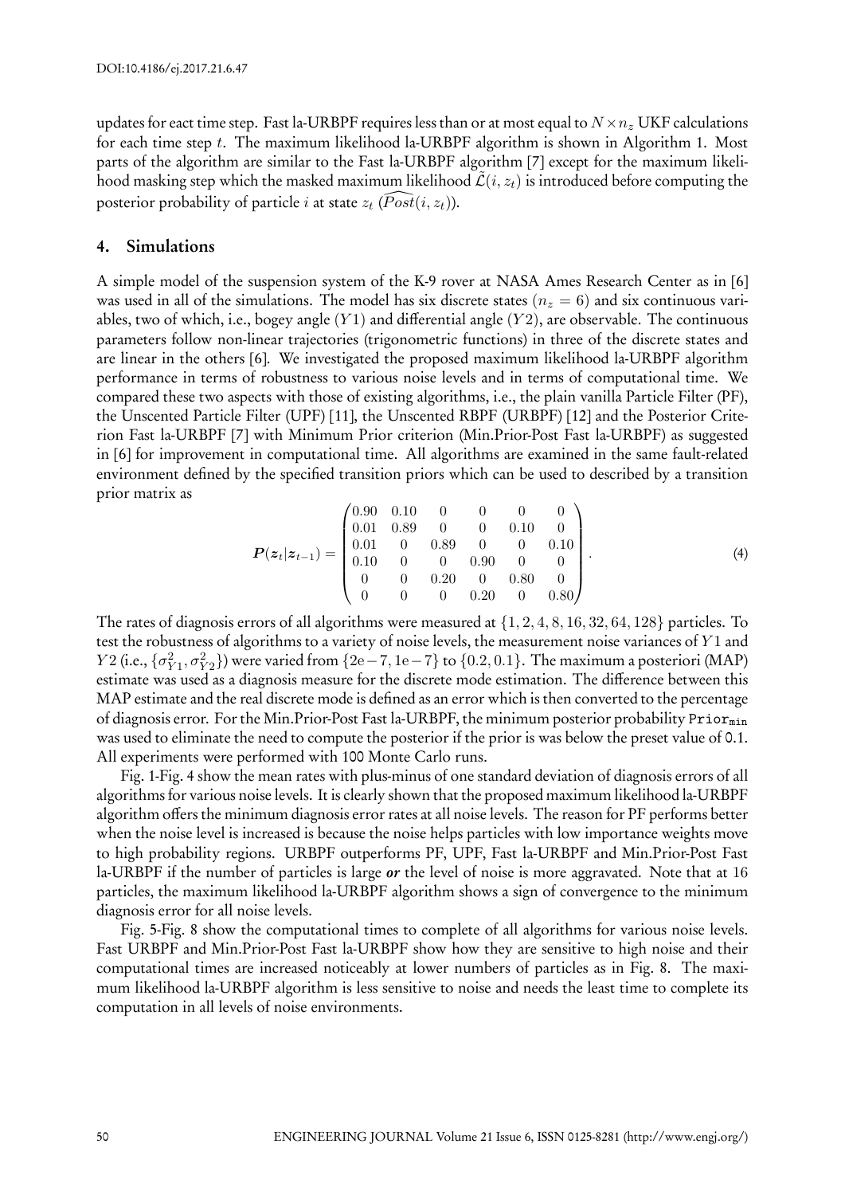updates for eact time step. Fast la-URBPF requires less than or at most equal to $N \times n_z$ UKF calculations for each time step $t$. The maximum likelihood la-URBPF algorithm is shown in Algorithm 1. Most parts of the algorithm are similar to the Fast la-URBPF algorithm [7] except for the maximum likelihood masking step which the masked maximum likelihood $\tilde{\mathcal{L}}(i, z_t)$ is introduced before computing the posterior probability of particle $i$ at state $z_t$ ($\widehat{Post}(i, z_t)$).

## 4. Simulations

A simple model of the suspension system of the K-9 rover at NASA Ames Research Center as in [6] was used in all of the simulations. The model has six discrete states ($n_z = 6$) and six continuous variables, two of which, i.e., bogey angle ($Y1$) and differential angle ($Y2$), are observable. The continuous parameters follow non-linear trajectories (trigonometric functions) in three of the discrete states and are linear in the others [6]. We investigated the proposed maximum likelihood la-URBPF algorithm performance in terms of robustness to various noise levels and in terms of computational time. We compared these two aspects with those of existing algorithms, i.e., the plain vanilla Particle Filter (PF), the Unscented Particle Filter (UPF) [11], the Unscented RBPF (URBPF) [12] and the Posterior Criterion Fast la-URBPF [7] with Minimum Prior criterion (Min.Prior-Post Fast la-URBPF) as suggested in [6] for improvement in computational time. All algorithms are examined in the same fault-related environment defined by the specified transition priors which can be used to described by a transition prior matrix as

$$\boldsymbol{P}(\boldsymbol{z}_t|\boldsymbol{z}_{t-1}) = \begin{pmatrix} 0.90 & 0.10 & 0 & 0 & 0 & 0 \\ 0.01 & 0.89 & 0 & 0 & 0.10 & 0 \\ 0.01 & 0 & 0.89 & 0 & 0 & 0.10 \\ 0.10 & 0 & 0 & 0.90 & 0 & 0 \\ 0 & 0 & 0.20 & 0 & 0.80 & 0 \\ 0 & 0 & 0 & 0.20 & 0 & 0.80 \end{pmatrix}. \tag{4}$$

The rates of diagnosis errors of all algorithms were measured at $\{1, 2, 4, 8, 16, 32, 64, 128\}$ particles. To test the robustness of algorithms to a variety of noise levels, the measurement noise variances of $Y1$ and $Y2$ (i.e., $\{\sigma^2_{Y1}, \sigma^2_{Y2}\}$) were varied from $\{2\text{e}-7, 1\text{e}-7\}$ to $\{0.2, 0.1\}$. The maximum a posteriori (MAP) estimate was used as a diagnosis measure for the discrete mode estimation. The difference between this MAP estimate and the real discrete mode is defined as an error which is then converted to the percentage of diagnosis error. For the Min.Prior-Post Fast la-URBPF, the minimum posterior probability $\texttt{Prior}_{\texttt{min}}$ was used to eliminate the need to compute the posterior if the prior is was below the preset value of 0.1. All experiments were performed with 100 Monte Carlo runs.

Fig. 1-Fig. 4 show the mean rates with plus-minus of one standard deviation of diagnosis errors of all algorithms for various noise levels. It is clearly shown that the proposed maximum likelihood la-URBPF algorithm offers the minimum diagnosis error rates at all noise levels. The reason for PF performs better when the noise level is increased is because the noise helps particles with low importance weights move to high probability regions. URBPF outperforms PF, UPF, Fast la-URBPF and Min.Prior-Post Fast la-URBPF if the number of particles is large ***or*** the level of noise is more aggravated. Note that at 16 particles, the maximum likelihood la-URBPF algorithm shows a sign of convergence to the minimum diagnosis error for all noise levels.

Fig. 5-Fig. 8 show the computational times to complete of all algorithms for various noise levels. Fast URBPF and Min.Prior-Post Fast la-URBPF show how they are sensitive to high noise and their computational times are increased noticeably at lower numbers of particles as in Fig. 8. The maximum likelihood la-URBPF algorithm is less sensitive to noise and needs the least time to complete its computation in all levels of noise environments.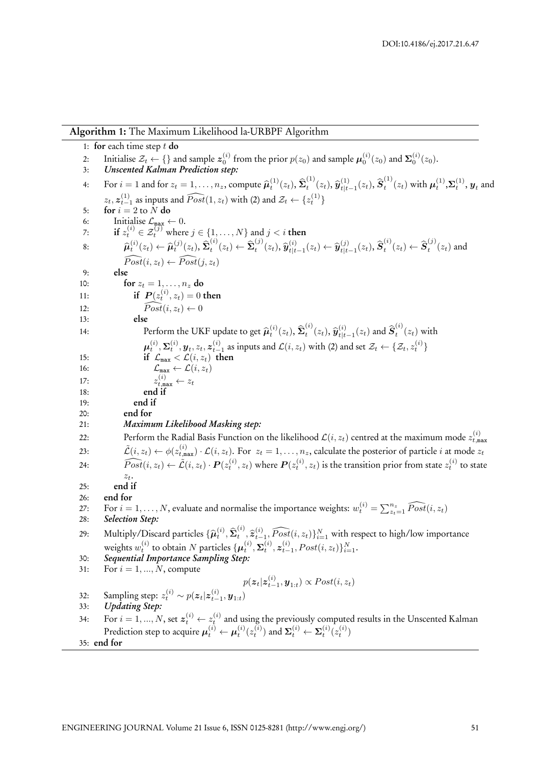**Algorithm 1:** The Maximum Likelihood la-URBPF Algorithm

1: **for** each time step $t$ **do**

2: Initialise $\mathcal{Z}_t \leftarrow \{\}$ and sample $\boldsymbol{z}_0^{(i)}$ from the prior $p(z_0)$ and sample $\boldsymbol{\mu}_0^{(i)}(z_0)$ and $\boldsymbol{\Sigma}_0^{(i)}(z_0)$.

3: ***Unscented Kalman Prediction step:***

4: For $i = 1$ and for $z_t = 1, \ldots, n_z$, compute $\widehat{\boldsymbol{\mu}}_t^{(1)}(z_t)$, $\widehat{\boldsymbol{\Sigma}}_t^{(1)}(z_t)$, $\widehat{\boldsymbol{y}}_{t|t-1}^{(1)}(z_t)$, $\widehat{\boldsymbol{S}}_t^{(1)}(z_t)$ with $\boldsymbol{\mu}_t^{(1)}$, $\boldsymbol{\Sigma}_t^{(1)}$, $\boldsymbol{y}_t$ and $z_t, \boldsymbol{z}_{t-1}^{(1)}$ as inputs and $\widehat{Post}(1, z_t)$ with (2) and $\mathcal{Z}_t \leftarrow \{z_t^{(1)}\}$

5: **for** $i = 2$ to $N$ **do**

6: Initialise $\mathcal{L}_{\max} \leftarrow 0$.

7: **if** $z_t^{(i)} \in \mathcal{Z}_t^{(j)}$ where $j \in \{1, \ldots, N\}$ and $j < i$ **then**

8: $\widehat{\boldsymbol{\mu}}_t^{(i)}(z_t) \leftarrow \widehat{\boldsymbol{\mu}}_t^{(j)}(z_t)$, $\widehat{\boldsymbol{\Sigma}}_t^{(i)}(z_t) \leftarrow \widehat{\boldsymbol{\Sigma}}_t^{(j)}(z_t)$, $\widehat{\boldsymbol{y}}_{t|t-1}^{(i)}(z_t) \leftarrow \widehat{\boldsymbol{y}}_{t|t-1}^{(j)}(z_t)$, $\widehat{\boldsymbol{S}}_t^{(i)}(z_t) \leftarrow \widehat{\boldsymbol{S}}_t^{(j)}(z_t)$ and $\widehat{Post}(i, z_t) \leftarrow \widehat{Post}(j, z_t)$

9: **else**

10: **for** $z_t = 1, \ldots, n_z$ **do**

11: **if** $\boldsymbol{P}(z_t^{(i)}, z_t) = 0$ **then**

12: $\widehat{Post}(i, z_t) \leftarrow 0$

13: **else**

14: Perform the UKF update to get $\widehat{\boldsymbol{\mu}}_t^{(i)}(z_t)$, $\widehat{\boldsymbol{\Sigma}}_t^{(i)}(z_t)$, $\widehat{\boldsymbol{y}}_{t|t-1}^{(i)}(z_t)$ and $\widehat{\boldsymbol{S}}_t^{(i)}(z_t)$ with $\boldsymbol{\mu}_t^{(i)}, \boldsymbol{\Sigma}_t^{(i)}, \boldsymbol{y}_t, z_t, \boldsymbol{z}_{t-1}^{(i)}$ as inputs and $\mathcal{L}(i, z_t)$ with (2) and set $\mathcal{Z}_t \leftarrow \{\mathcal{Z}_t, z_t^{(i)}\}$

15: **if** $\mathcal{L}_{\max} < \mathcal{L}(i, z_t)$ **then**

16: $\mathcal{L}_{\max} \leftarrow \mathcal{L}(i, z_t)$

17: $z_{t,\max}^{(i)} \leftarrow z_t$

18: **end if**

19: **end if**

20: **end for**

21: ***Maximum Likelihood Masking step:***

22: Perform the Radial Basis Function on the likelihood $\mathcal{L}(i, z_t)$ centred at the maximum mode $z_{t,\max}^{(i)}$

23: $\tilde{\mathcal{L}}(i, z_t) \leftarrow \phi(z_{t,\max}^{(i)}) \cdot \mathcal{L}(i, z_t)$. For $z_t = 1, \ldots, n_z$, calculate the posterior of particle $i$ at mode $z_t$

24: $\widehat{Post}(i, z_t) \leftarrow \tilde{\mathcal{L}}(i, z_t) \cdot \boldsymbol{P}(z_t^{(i)}, z_t)$ where $\boldsymbol{P}(z_t^{(i)}, z_t)$ is the transition prior from state $z_t^{(i)}$ to state $z_t$.

25: **end if**

26: **end for**

27: For $i = 1, \ldots, N$, evaluate and normalise the importance weights: $w_t^{(i)} = \sum_{z_t=1}^{n_z} \widehat{Post}(i, z_t)$

28: ***Selection Step:***

29: Multiply/Discard particles $\{\widehat{\boldsymbol{\mu}}_t^{(i)}, \widehat{\boldsymbol{\Sigma}}_t^{(i)}, \widehat{\boldsymbol{z}}_{t-1}^{(i)}, \widehat{Post}(i, z_t)\}_{i=1}^N$ with respect to high/low importance weights $w_t^{(i)}$ to obtain $N$ particles $\{\boldsymbol{\mu}_t^{(i)}, \boldsymbol{\Sigma}_t^{(i)}, \boldsymbol{z}_{t-1}^{(i)}, Post(i, z_t)\}_{i=1}^N$.

30: ***Sequential Importance Sampling Step:***

31: For $i = 1, ..., N$, compute

$$p(\boldsymbol{z}_t | \boldsymbol{z}_{t-1}^{(i)}, \boldsymbol{y}_{1:t}) \propto Post(i, z_t)$$

32: Sampling step: $z_t^{(i)} \sim p(\boldsymbol{z}_t | \boldsymbol{z}_{t-1}^{(i)}, \boldsymbol{y}_{1:t})$

33: ***Updating Step:***

34: For $i = 1, ..., N$, set $\boldsymbol{z}_t^{(i)} \leftarrow z_t^{(i)}$ and using the previously computed results in the Unscented Kalman Prediction step to acquire $\boldsymbol{\mu}_t^{(i)} \leftarrow \boldsymbol{\mu}_t^{(i)}(z_t^{(i)})$ and $\boldsymbol{\Sigma}_t^{(i)} \leftarrow \boldsymbol{\Sigma}_t^{(i)}(z_t^{(i)})$

35: **end for**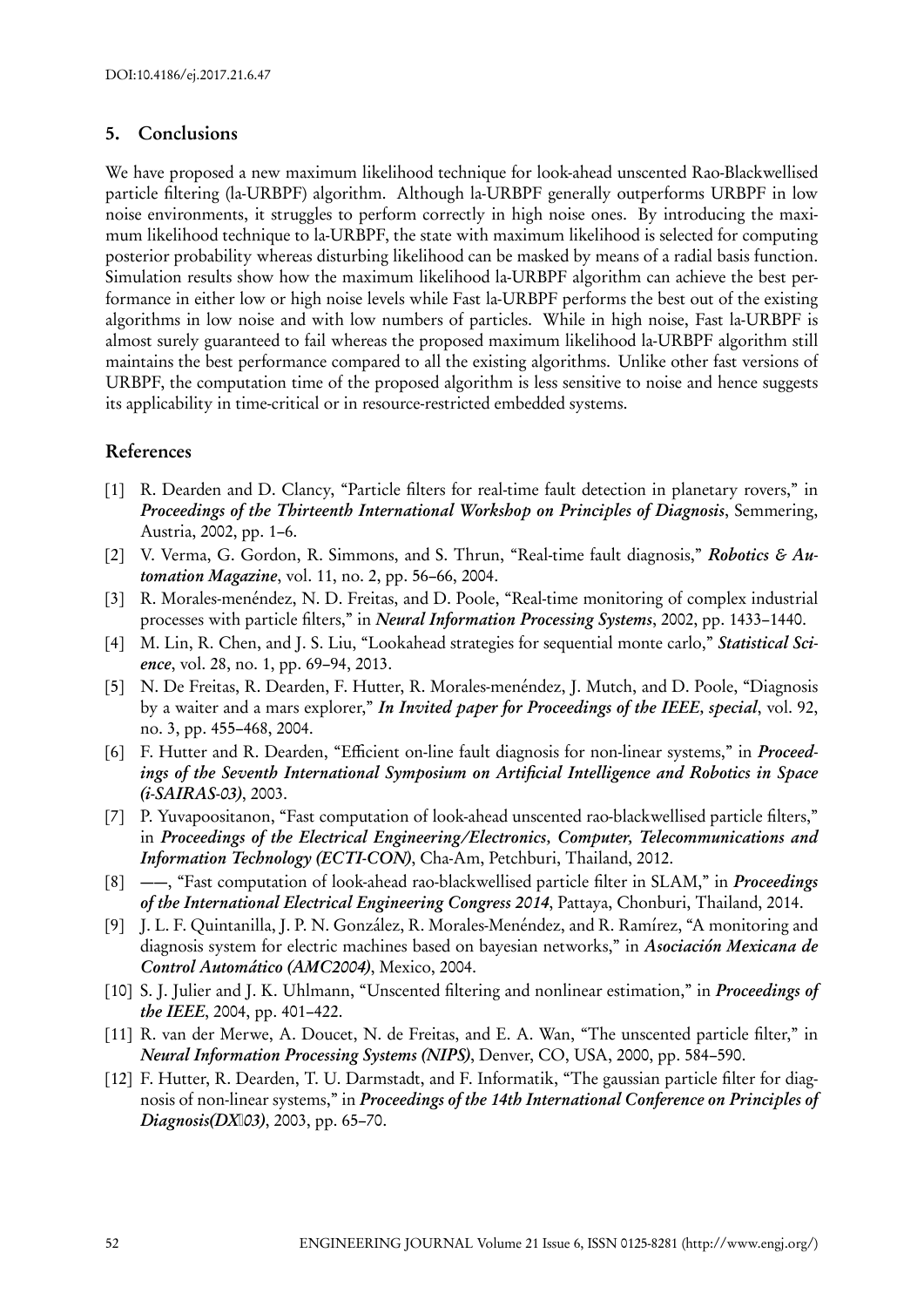## 5. Conclusions

We have proposed a new maximum likelihood technique for look-ahead unscented Rao-Blackwellised particle filtering (la-URBPF) algorithm. Although la-URBPF generally outperforms URBPF in low noise environments, it struggles to perform correctly in high noise ones. By introducing the maximum likelihood technique to la-URBPF, the state with maximum likelihood is selected for computing posterior probability whereas disturbing likelihood can be masked by means of a radial basis function. Simulation results show how the maximum likelihood la-URBPF algorithm can achieve the best performance in either low or high noise levels while Fast la-URBPF performs the best out of the existing algorithms in low noise and with low numbers of particles. While in high noise, Fast la-URBPF is almost surely guaranteed to fail whereas the proposed maximum likelihood la-URBPF algorithm still maintains the best performance compared to all the existing algorithms. Unlike other fast versions of URBPF, the computation time of the proposed algorithm is less sensitive to noise and hence suggests its applicability in time-critical or in resource-restricted embedded systems.

## References

[1] R. Dearden and D. Clancy, "Particle filters for real-time fault detection in planetary rovers," in ***Proceedings of the Thirteenth International Workshop on Principles of Diagnosis***, Semmering, Austria, 2002, pp. 1–6.

[2] V. Verma, G. Gordon, R. Simmons, and S. Thrun, "Real-time fault diagnosis," ***Robotics & Automation Magazine***, vol. 11, no. 2, pp. 56–66, 2004.

[3] R. Morales-menéndez, N. D. Freitas, and D. Poole, "Real-time monitoring of complex industrial processes with particle filters," in ***Neural Information Processing Systems***, 2002, pp. 1433–1440.

[4] M. Lin, R. Chen, and J. S. Liu, "Lookahead strategies for sequential monte carlo," ***Statistical Science***, vol. 28, no. 1, pp. 69–94, 2013.

[5] N. De Freitas, R. Dearden, F. Hutter, R. Morales-menéndez, J. Mutch, and D. Poole, "Diagnosis by a waiter and a mars explorer," ***In Invited paper for Proceedings of the IEEE, special***, vol. 92, no. 3, pp. 455–468, 2004.

[6] F. Hutter and R. Dearden, "Efficient on-line fault diagnosis for non-linear systems," in ***Proceedings of the Seventh International Symposium on Artificial Intelligence and Robotics in Space (i-SAIRAS-03)***, 2003.

[7] P. Yuvapoositanon, "Fast computation of look-ahead unscented rao-blackwellised particle filters," in ***Proceedings of the Electrical Engineering/Electronics, Computer, Telecommunications and Information Technology (ECTI-CON)***, Cha-Am, Petchburi, Thailand, 2012.

[8] ——, "Fast computation of look-ahead rao-blackwellised particle filter in SLAM," in ***Proceedings of the International Electrical Engineering Congress 2014***, Pattaya, Chonburi, Thailand, 2014.

[9] J. L. F. Quintanilla, J. P. N. González, R. Morales-Menéndez, and R. Ramírez, "A monitoring and diagnosis system for electric machines based on bayesian networks," in ***Asociación Mexicana de Control Automático (AMC2004)***, Mexico, 2004.

[10] S. J. Julier and J. K. Uhlmann, "Unscented filtering and nonlinear estimation," in ***Proceedings of the IEEE***, 2004, pp. 401–422.

[11] R. van der Merwe, A. Doucet, N. de Freitas, and E. A. Wan, "The unscented particle filter," in ***Neural Information Processing Systems (NIPS)***, Denver, CO, USA, 2000, pp. 584–590.

[12] F. Hutter, R. Dearden, T. U. Darmstadt, and F. Informatik, "The gaussian particle filter for diagnosis of non-linear systems," in ***Proceedings of the 14th International Conference on Principles of Diagnosis(DX03)***, 2003, pp. 65–70.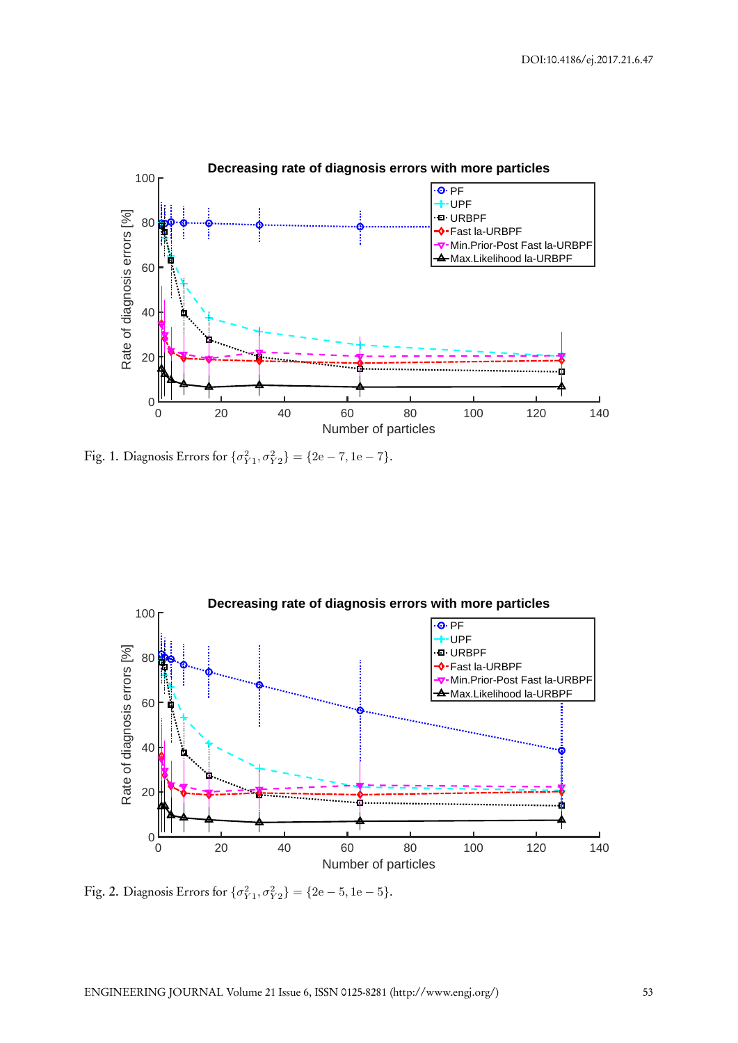Fig. 1. Diagnosis Errors for $\{\sigma^2_{Y1}, \sigma^2_{Y2}\} = \{2e-7, 1e-7\}$.

Fig. 2. Diagnosis Errors for $\{\sigma^2_{Y1}, \sigma^2_{Y2}\} = \{2e-5, 1e-5\}$.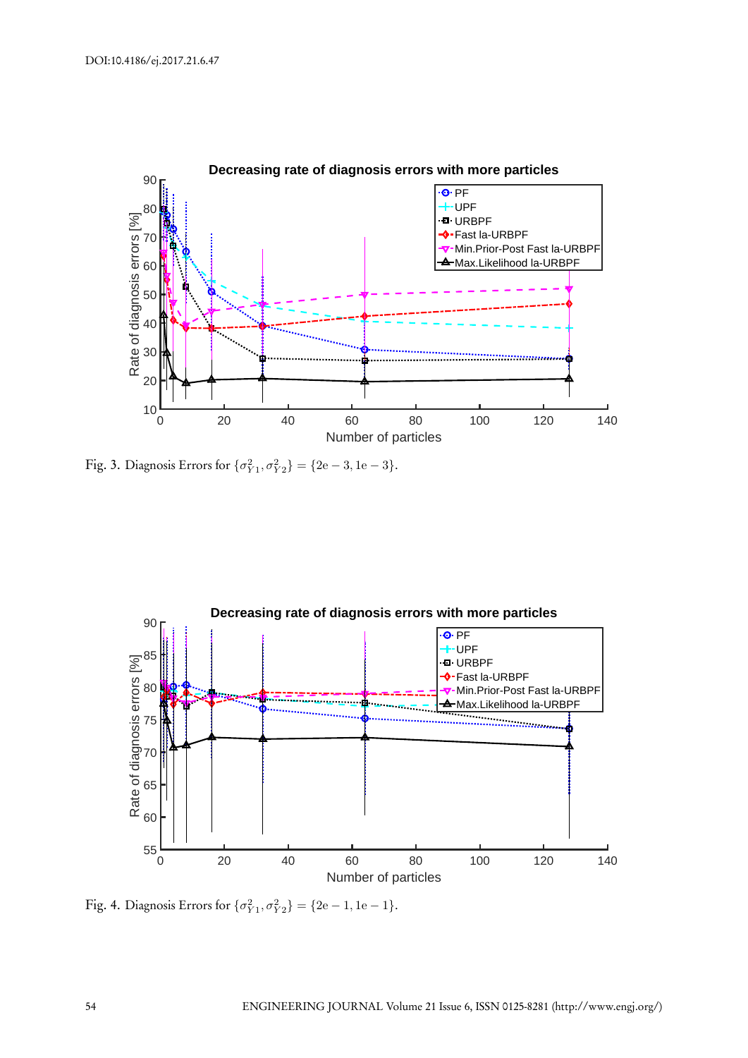Fig. 3. Diagnosis Errors for $\{\sigma^2_{Y1}, \sigma^2_{Y2}\} = \{2\mathrm{e}-3, 1\mathrm{e}-3\}$.

Fig. 4. Diagnosis Errors for $\{\sigma^2_{Y1}, \sigma^2_{Y2}\} = \{2\mathrm{e}-1, 1\mathrm{e}-1\}$.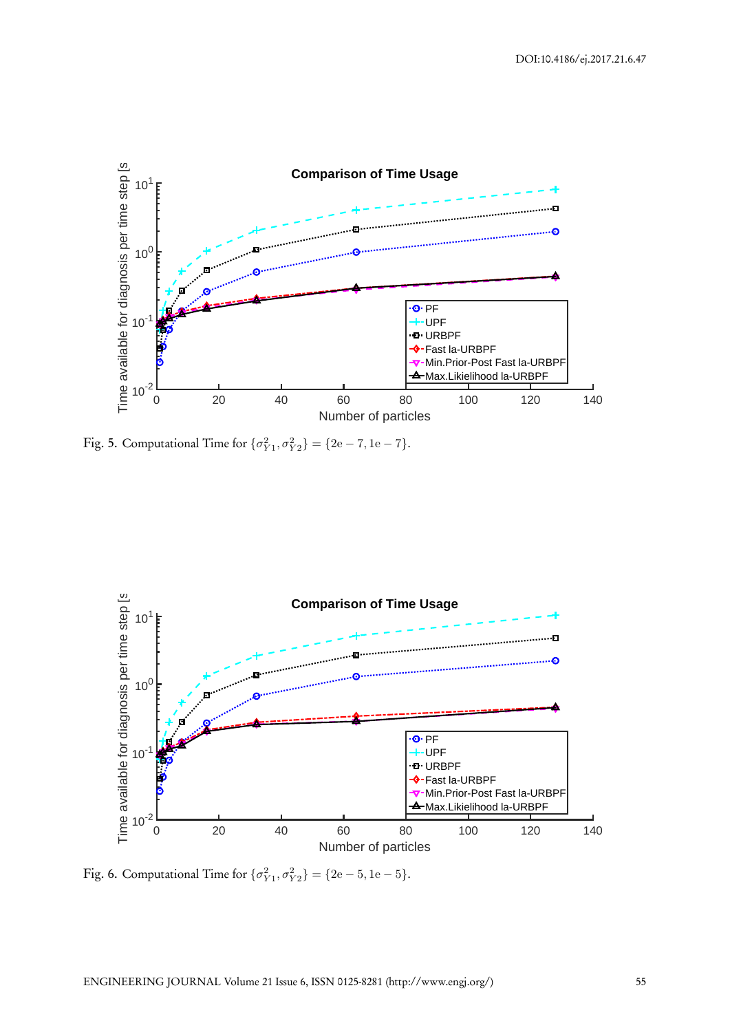Fig. 5. Computational Time for $\{\sigma_{Y1}^2, \sigma_{Y2}^2\} = \{2\mathrm{e}-7, 1\mathrm{e}-7\}$.

Fig. 6. Computational Time for $\{\sigma_{Y1}^2, \sigma_{Y2}^2\} = \{2\mathrm{e}-5, 1\mathrm{e}-5\}$.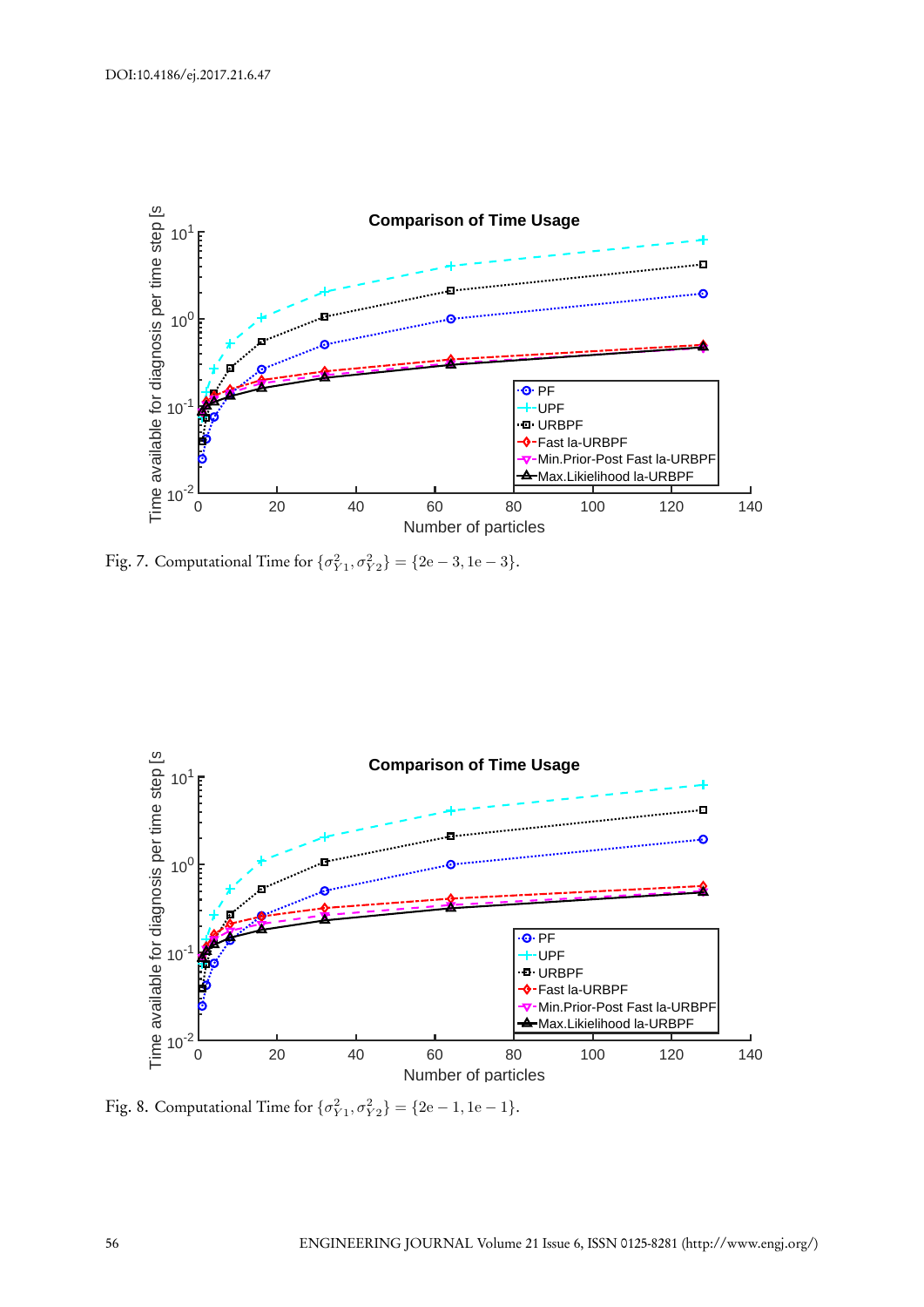Comparison of Time Usage

Time available for diagnosis per time step [s

$10^{1}$

$10^{0}$

$10^{-1}$

$10^{-2}$

0 20 40 60 80 100 120 140

Number of particles

PF
UPF
URBPF
Fast la-URBPF
Min.Prior-Post Fast la-URBPF
Max.Likielihood la-URBPF

Fig. 7. Computational Time for $\{\sigma_{Y1}^2, \sigma_{Y2}^2\} = \{2e-3, 1e-3\}$.

Comparison of Time Usage

Time available for diagnosis per time step [s

$10^{1}$

$10^{0}$

$10^{-1}$

$10^{-2}$

0 20 40 60 80 100 120 140

Number of particles

PF
UPF
URBPF
Fast la-URBPF
Min.Prior-Post Fast la-URBPF
Max.Likielihood la-URBPF

Fig. 8. Computational Time for $\{\sigma_{Y1}^2, \sigma_{Y2}^2\} = \{2e-1, 1e-1\}$.